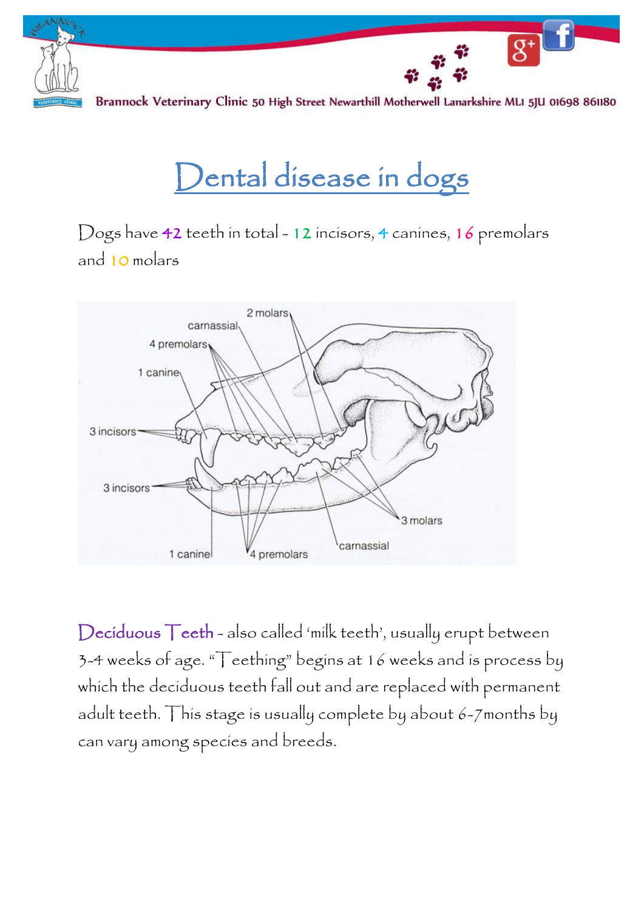# Dental disease in dogs

Dogs have 42 teeth in total - 12 incisors, 4 canines, 16 premolars and 10 molars

**Deciduous Teeth** - also called 'milk teeth', usually erupt between 3-4 weeks of age. "Teething" begins at 16 weeks and is process by which the deciduous teeth fall out and are replaced with permanent adult teeth. This stage is usually complete by about 6-7months by can vary among species and breeds.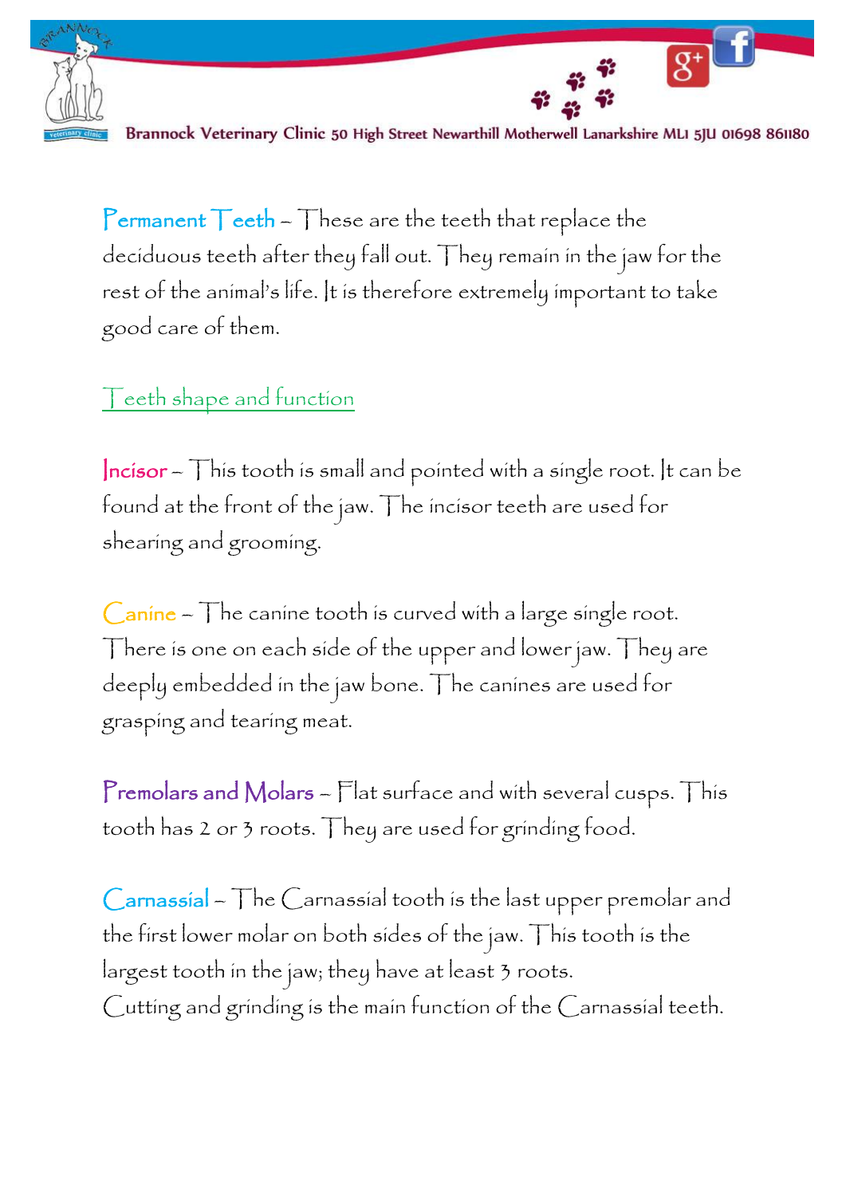**Permanent Teeth** – These are the teeth that replace the deciduous teeth after they fall out. They remain in the jaw for the rest of the animal's life. It is therefore extremely important to take good care of them.

## Teeth shape and function

**Incisor** – This tooth is small and pointed with a single root. It can be found at the front of the jaw. The incisor teeth are used for shearing and grooming.

**Canine** – The canine tooth is curved with a large single root. There is one on each side of the upper and lower jaw. They are deeply embedded in the jaw bone. The canines are used for grasping and tearing meat.

**Premolars and Molars** – Flat surface and with several cusps. This tooth has 2 or 3 roots. They are used for grinding food.

**Carnassial** – The Carnassial tooth is the last upper premolar and the first lower molar on both sides of the jaw. This tooth is the largest tooth in the jaw; they have at least 3 roots.
Cutting and grinding is the main function of the Carnassial teeth.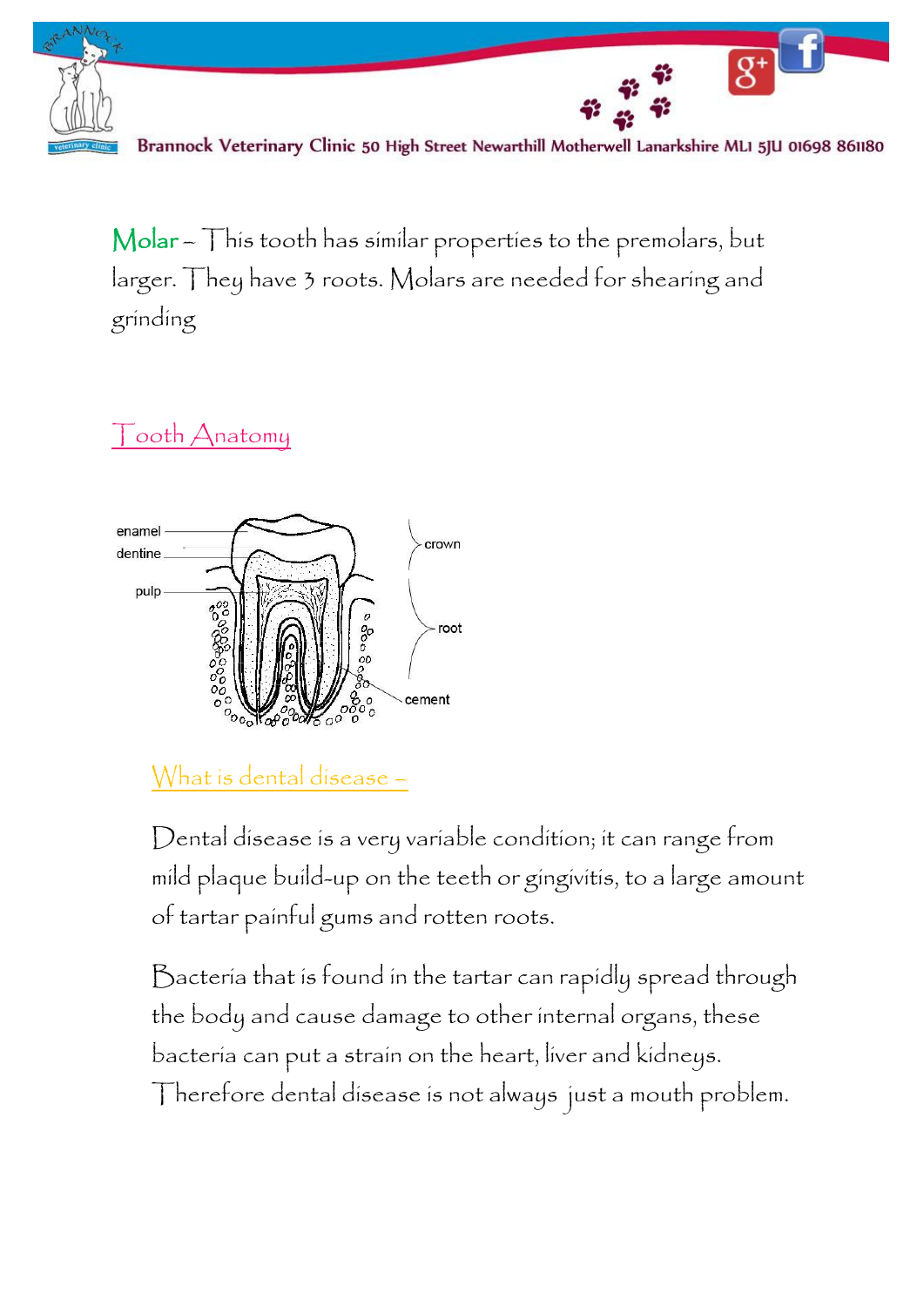**Molar** – This tooth has similar properties to the premolars, but larger. They have 3 roots. Molars are needed for shearing and grinding

## Tooth Anatomy

enamel
dentine
pulp
crown
root
cement

## What is dental disease –

Dental disease is a very variable condition; it can range from mild plaque build-up on the teeth or gingivitis, to a large amount of tartar painful gums and rotten roots.

Bacteria that is found in the tartar can rapidly spread through the body and cause damage to other internal organs, these bacteria can put a strain on the heart, liver and kidneys. Therefore dental disease is not always just a mouth problem.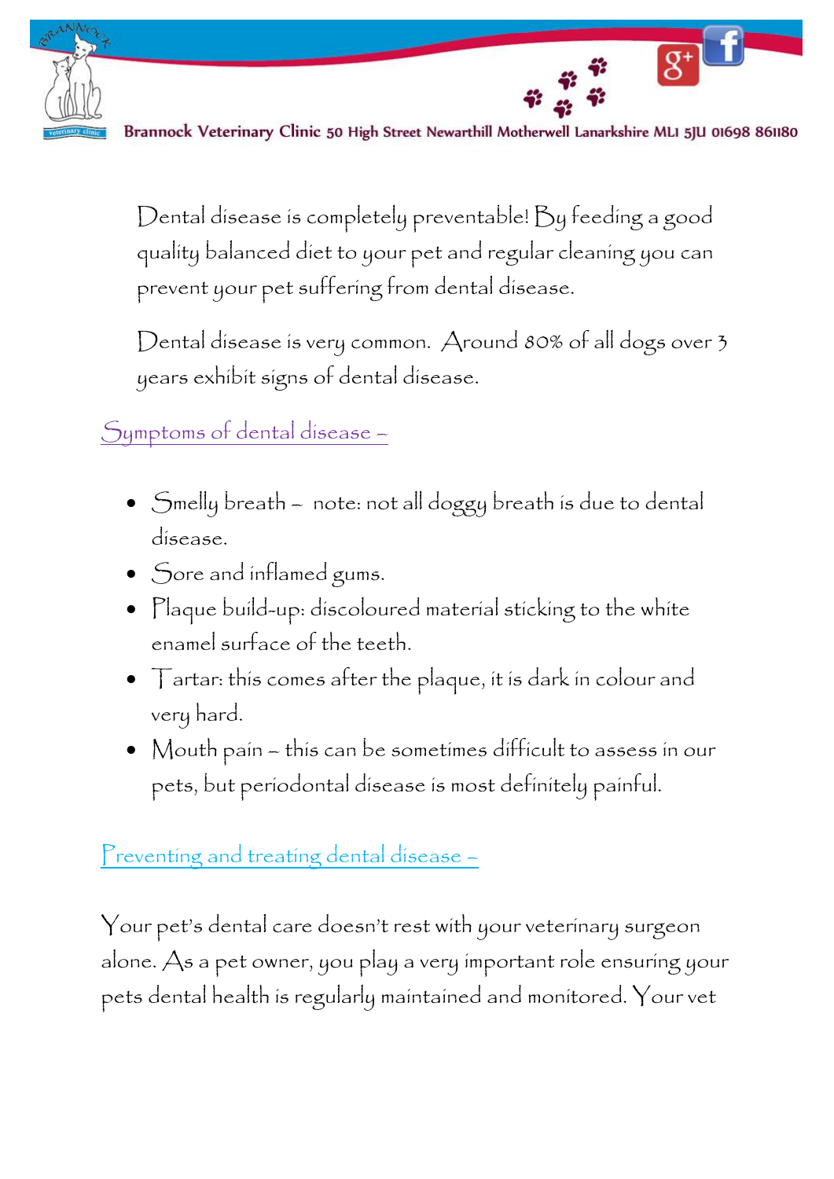Dental disease is completely preventable! By feeding a good quality balanced diet to your pet and regular cleaning you can prevent your pet suffering from dental disease.

Dental disease is very common. Around 80% of all dogs over 3 years exhibit signs of dental disease.

## Symptoms of dental disease –

- Smelly breath – note: not all doggy breath is due to dental disease.
- Sore and inflamed gums.
- Plaque build-up: discoloured material sticking to the white enamel surface of the teeth.
- Tartar: this comes after the plaque, it is dark in colour and very hard.
- Mouth pain – this can be sometimes difficult to assess in our pets, but periodontal disease is most definitely painful.

## Preventing and treating dental disease –

Your pet's dental care doesn't rest with your veterinary surgeon alone. As a pet owner, you play a very important role ensuring your pets dental health is regularly maintained and monitored. Your vet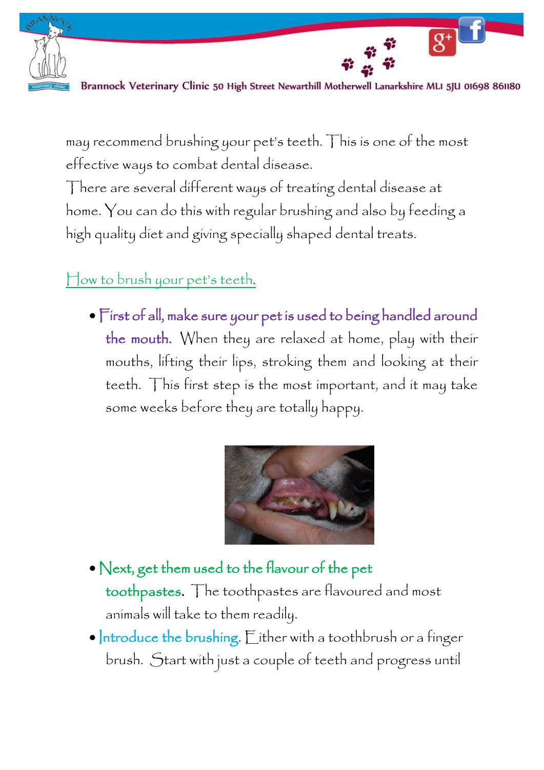may recommend brushing your pet's teeth. This is one of the most effective ways to combat dental disease.

There are several different ways of treating dental disease at home. You can do this with regular brushing and also by feeding a high quality diet and giving specially shaped dental treats.

## How to brush your pet's teeth.

- **First of all, make sure your pet is used to being handled around the mouth.** When they are relaxed at home, play with their mouths, lifting their lips, stroking them and looking at their teeth. This first step is the most important, and it may take some weeks before they are totally happy.

- **Next, get them used to the flavour of the pet toothpastes.** The toothpastes are flavoured and most animals will take to them readily.
- **Introduce the brushing.** Either with a toothbrush or a finger brush. Start with just a couple of teeth and progress until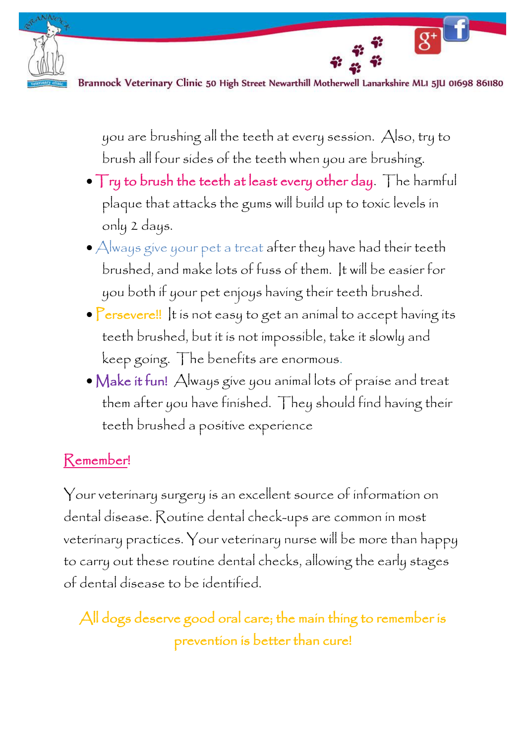you are brushing all the teeth at every session. Also, try to brush all four sides of the teeth when you are brushing.

- Try to brush the teeth at least every other day. The harmful plaque that attacks the gums will build up to toxic levels in only 2 days.
- Always give your pet a treat after they have had their teeth brushed, and make lots of fuss of them. It will be easier for you both if your pet enjoys having their teeth brushed.
- Persevere!! It is not easy to get an animal to accept having its teeth brushed, but it is not impossible, take it slowly and keep going. The benefits are enormous.
- Make it fun! Always give you animal lots of praise and treat them after you have finished. They should find having their teeth brushed a positive experience

## Remember!

Your veterinary surgery is an excellent source of information on dental disease. Routine dental check-ups are common in most veterinary practices. Your veterinary nurse will be more than happy to carry out these routine dental checks, allowing the early stages of dental disease to be identified.

All dogs deserve good oral care; the main thing to remember is prevention is better than cure!